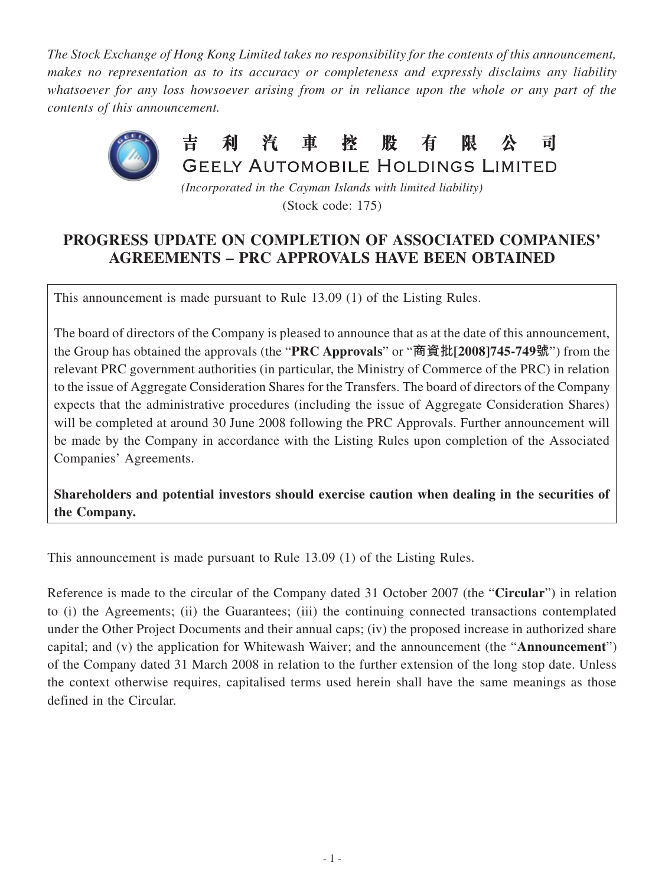*The Stock Exchange of Hong Kong Limited takes no responsibility for the contents of this announcement, makes no representation as to its accuracy or completeness and expressly disclaims any liability whatsoever for any loss howsoever arising from or in reliance upon the whole or any part of the contents of this announcement.*

# 吉利汽車控股有限公司
# GEELY AUTOMOBILE HOLDINGS LIMITED

*(Incorporated in the Cayman Islands with limited liability)*
(Stock code: 175)

## PROGRESS UPDATE ON COMPLETION OF ASSOCIATED COMPANIES' AGREEMENTS – PRC APPROVALS HAVE BEEN OBTAINED

This announcement is made pursuant to Rule 13.09 (1) of the Listing Rules.

The board of directors of the Company is pleased to announce that as at the date of this announcement, the Group has obtained the approvals (the "**PRC Approvals**" or "**商資批[2008]745-749號**") from the relevant PRC government authorities (in particular, the Ministry of Commerce of the PRC) in relation to the issue of Aggregate Consideration Shares for the Transfers. The board of directors of the Company expects that the administrative procedures (including the issue of Aggregate Consideration Shares) will be completed at around 30 June 2008 following the PRC Approvals. Further announcement will be made by the Company in accordance with the Listing Rules upon completion of the Associated Companies' Agreements.

**Shareholders and potential investors should exercise caution when dealing in the securities of the Company.**

This announcement is made pursuant to Rule 13.09 (1) of the Listing Rules.

Reference is made to the circular of the Company dated 31 October 2007 (the "**Circular**") in relation to (i) the Agreements; (ii) the Guarantees; (iii) the continuing connected transactions contemplated under the Other Project Documents and their annual caps; (iv) the proposed increase in authorized share capital; and (v) the application for Whitewash Waiver; and the announcement (the "**Announcement**") of the Company dated 31 March 2008 in relation to the further extension of the long stop date. Unless the context otherwise requires, capitalised terms used herein shall have the same meanings as those defined in the Circular.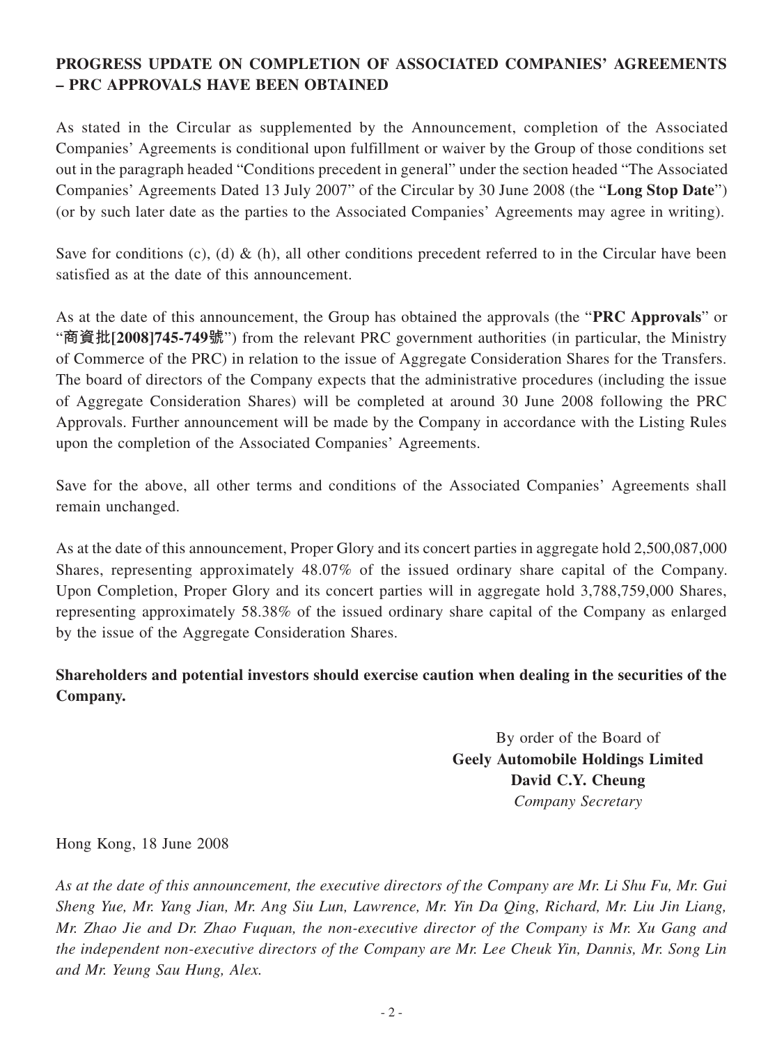**PROGRESS UPDATE ON COMPLETION OF ASSOCIATED COMPANIES' AGREEMENTS – PRC APPROVALS HAVE BEEN OBTAINED**

As stated in the Circular as supplemented by the Announcement, completion of the Associated Companies' Agreements is conditional upon fulfillment or waiver by the Group of those conditions set out in the paragraph headed "Conditions precedent in general" under the section headed "The Associated Companies' Agreements Dated 13 July 2007" of the Circular by 30 June 2008 (the "**Long Stop Date**") (or by such later date as the parties to the Associated Companies' Agreements may agree in writing).

Save for conditions (c), (d) & (h), all other conditions precedent referred to in the Circular have been satisfied as at the date of this announcement.

As at the date of this announcement, the Group has obtained the approvals (the "**PRC Approvals**" or "**商資批[2008]745-749號**") from the relevant PRC government authorities (in particular, the Ministry of Commerce of the PRC) in relation to the issue of Aggregate Consideration Shares for the Transfers. The board of directors of the Company expects that the administrative procedures (including the issue of Aggregate Consideration Shares) will be completed at around 30 June 2008 following the PRC Approvals. Further announcement will be made by the Company in accordance with the Listing Rules upon the completion of the Associated Companies' Agreements.

Save for the above, all other terms and conditions of the Associated Companies' Agreements shall remain unchanged.

As at the date of this announcement, Proper Glory and its concert parties in aggregate hold 2,500,087,000 Shares, representing approximately 48.07% of the issued ordinary share capital of the Company. Upon Completion, Proper Glory and its concert parties will in aggregate hold 3,788,759,000 Shares, representing approximately 58.38% of the issued ordinary share capital of the Company as enlarged by the issue of the Aggregate Consideration Shares.

**Shareholders and potential investors should exercise caution when dealing in the securities of the Company.**

By order of the Board of
**Geely Automobile Holdings Limited**
**David C.Y. Cheung**
*Company Secretary*

Hong Kong, 18 June 2008

*As at the date of this announcement, the executive directors of the Company are Mr. Li Shu Fu, Mr. Gui Sheng Yue, Mr. Yang Jian, Mr. Ang Siu Lun, Lawrence, Mr. Yin Da Qing, Richard, Mr. Liu Jin Liang, Mr. Zhao Jie and Dr. Zhao Fuquan, the non-executive director of the Company is Mr. Xu Gang and the independent non-executive directors of the Company are Mr. Lee Cheuk Yin, Dannis, Mr. Song Lin and Mr. Yeung Sau Hung, Alex.*